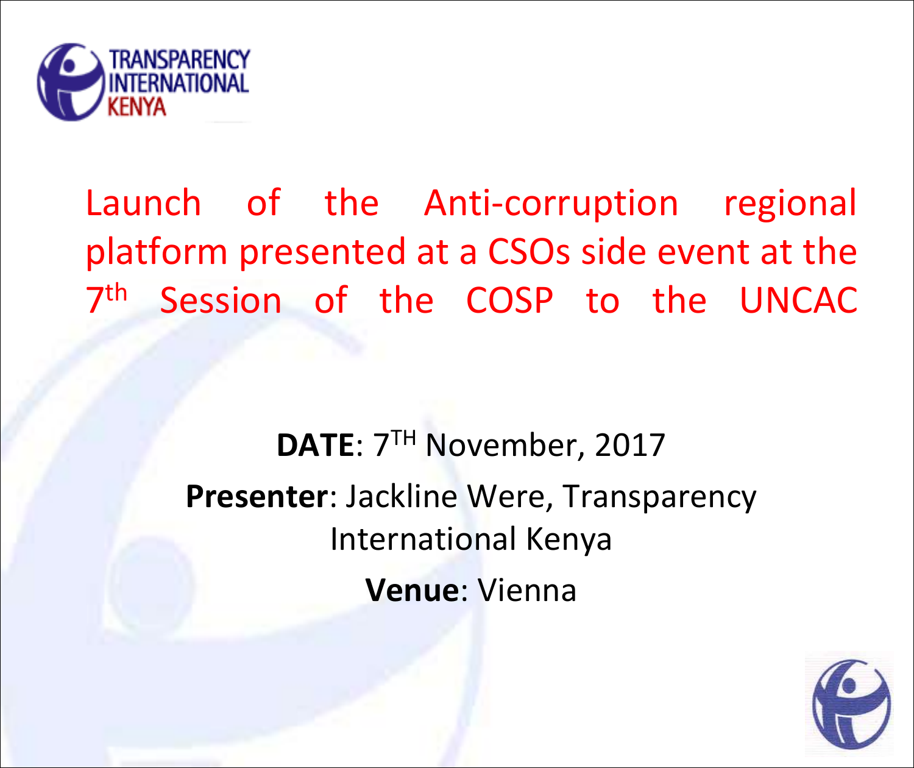TRANSPARENCY INTERNATIONAL KENYA

# Launch of the Anti-corruption regional platform presented at a CSOs side event at the 7th Session of the COSP to the UNCAC

**DATE**: 7TH November, 2017

**Presenter**: Jackline Were, Transparency International Kenya

**Venue**: Vienna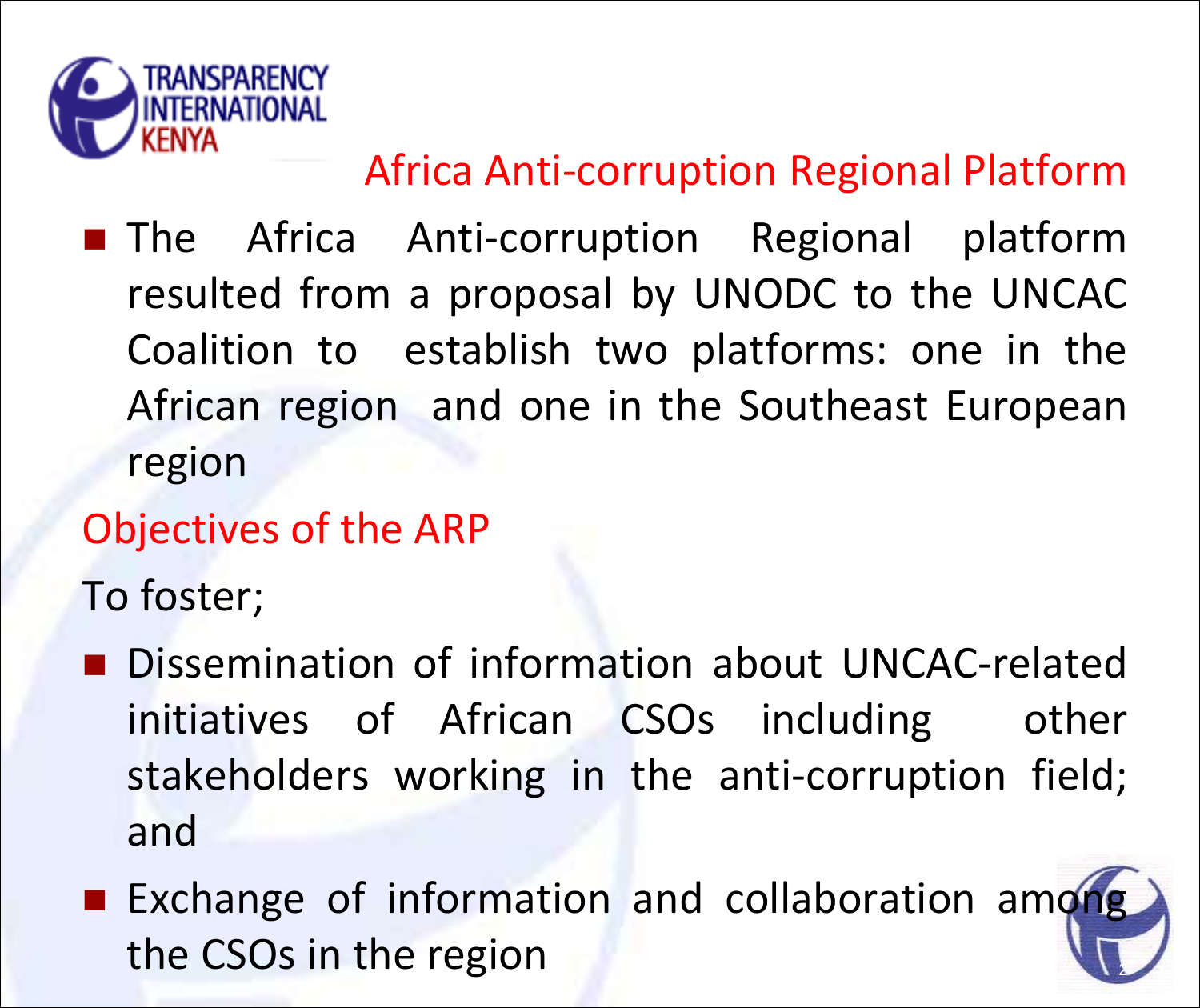## Africa Anti-corruption Regional Platform

- The Africa Anti-corruption Regional platform resulted from a proposal by UNODC to the UNCAC Coalition to establish two platforms: one in the African region and one in the Southeast European region

## Objectives of the ARP

To foster;

- Dissemination of information about UNCAC-related initiatives of African CSOs including other stakeholders working in the anti-corruption field; and
- Exchange of information and collaboration among the CSOs in the region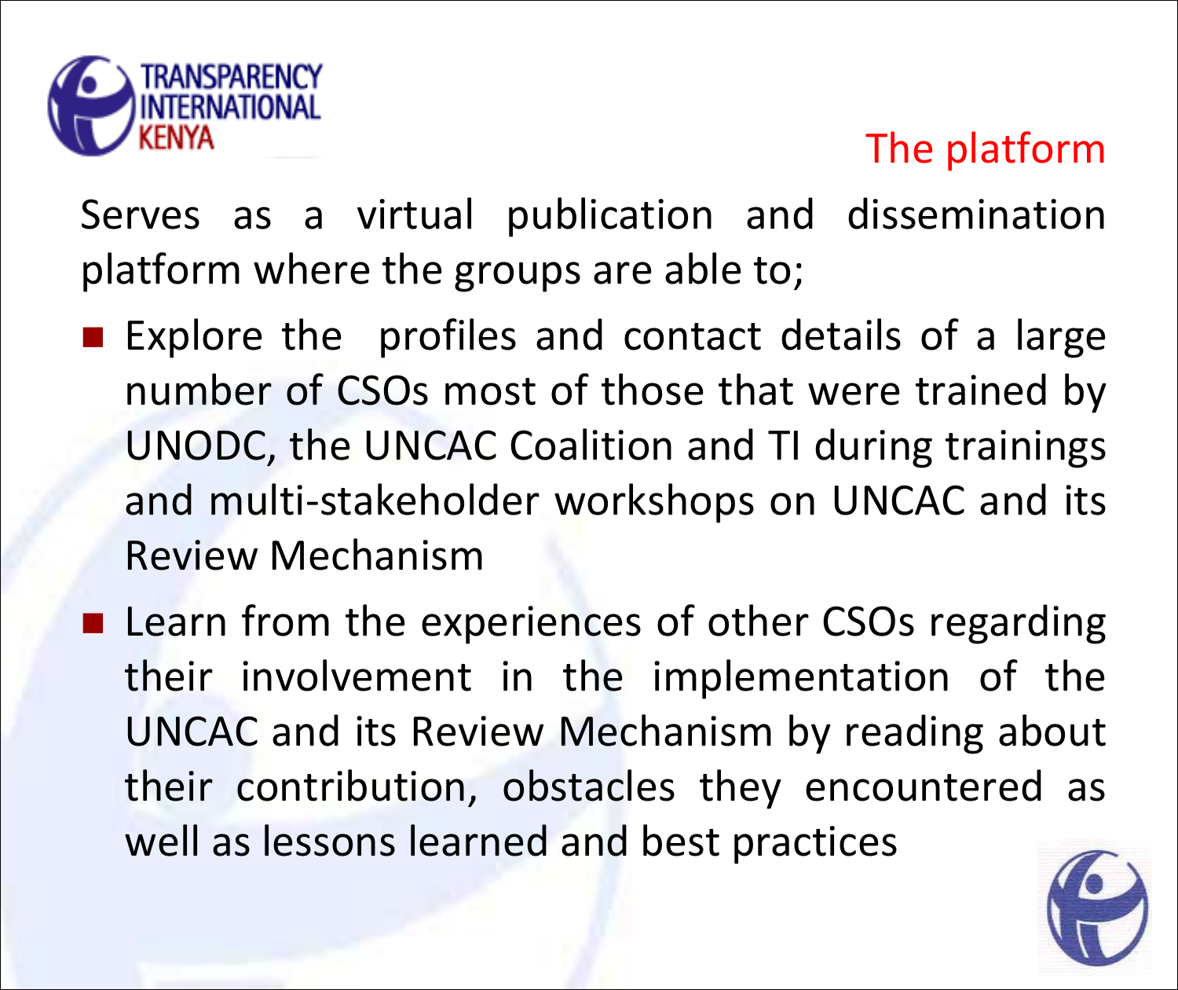## The platform

Serves as a virtual publication and dissemination platform where the groups are able to;

- Explore the profiles and contact details of a large number of CSOs most of those that were trained by UNODC, the UNCAC Coalition and TI during trainings and multi-stakeholder workshops on UNCAC and its Review Mechanism
- Learn from the experiences of other CSOs regarding their involvement in the implementation of the UNCAC and its Review Mechanism by reading about their contribution, obstacles they encountered as well as lessons learned and best practices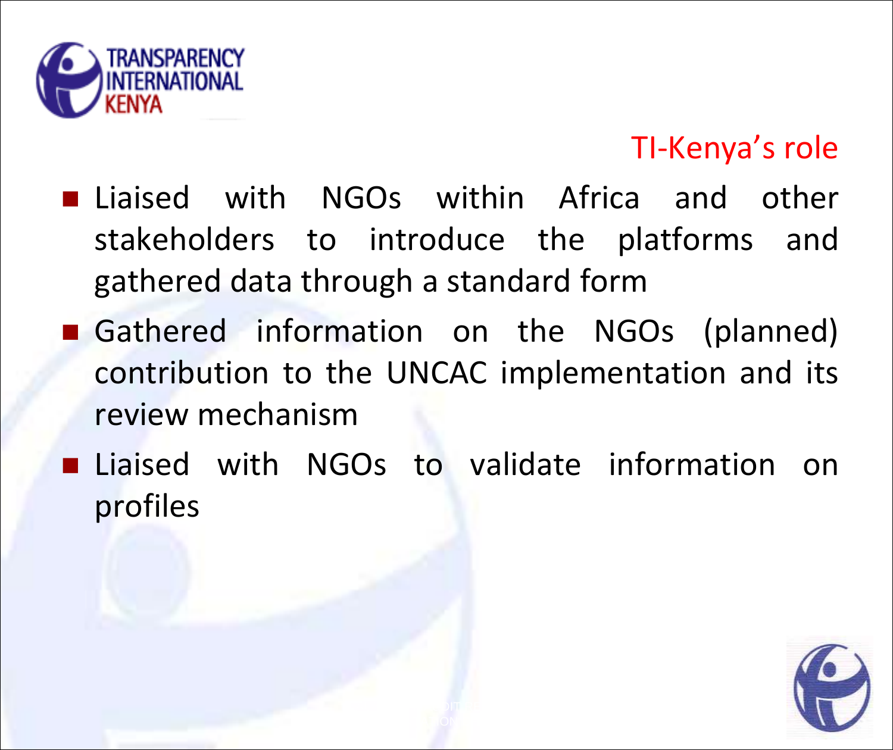## TI-Kenya's role

- Liaised with NGOs within Africa and other stakeholders to introduce the platforms and gathered data through a standard form
- Gathered information on the NGOs (planned) contribution to the UNCAC implementation and its review mechanism
- Liaised with NGOs to validate information on profiles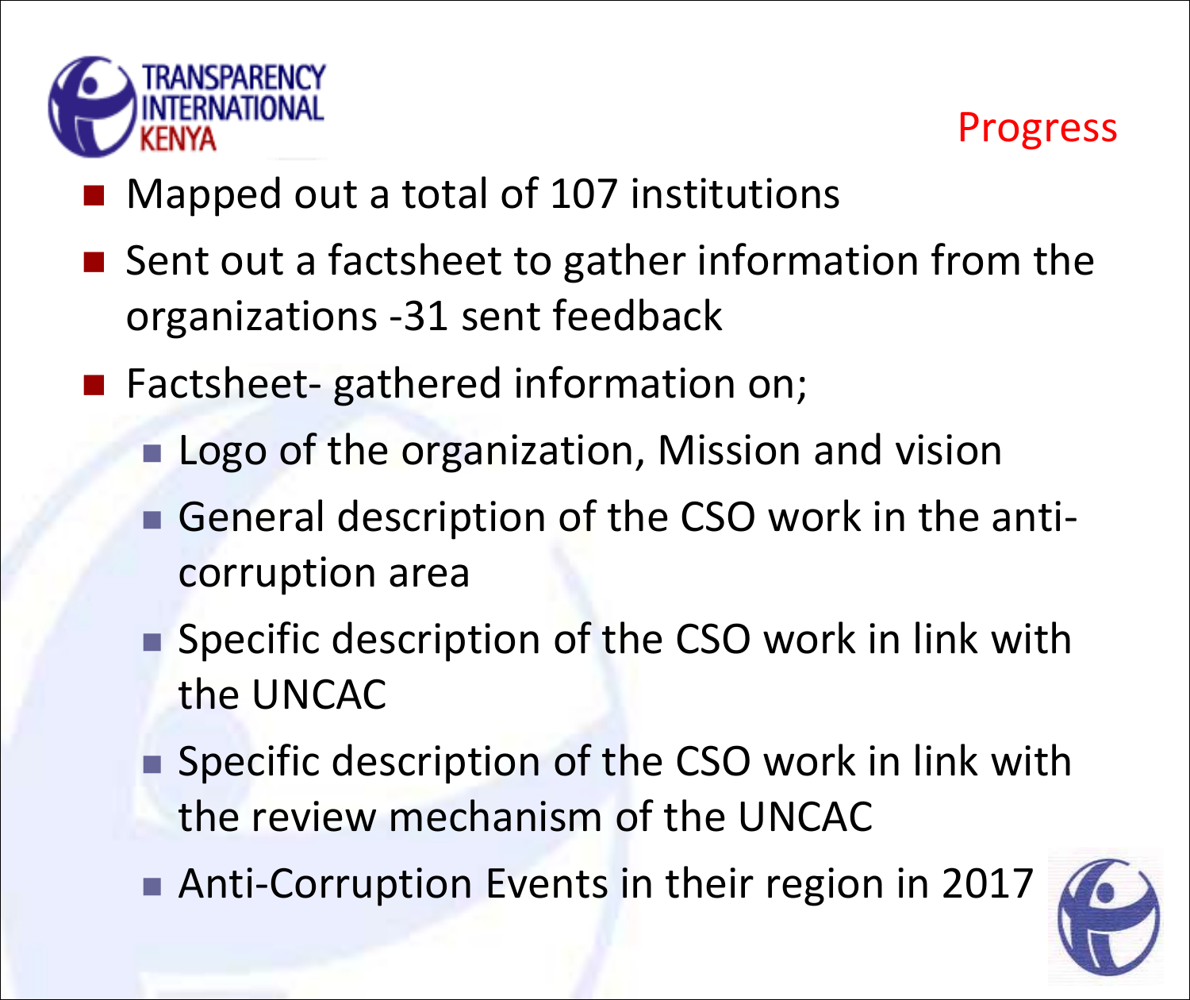## Progress

- Mapped out a total of 107 institutions
- Sent out a factsheet to gather information from the organizations -31 sent feedback
- Factsheet- gathered information on;
  - Logo of the organization, Mission and vision
  - General description of the CSO work in the anti-corruption area
  - Specific description of the CSO work in link with the UNCAC
  - Specific description of the CSO work in link with the review mechanism of the UNCAC
  - Anti-Corruption Events in their region in 2017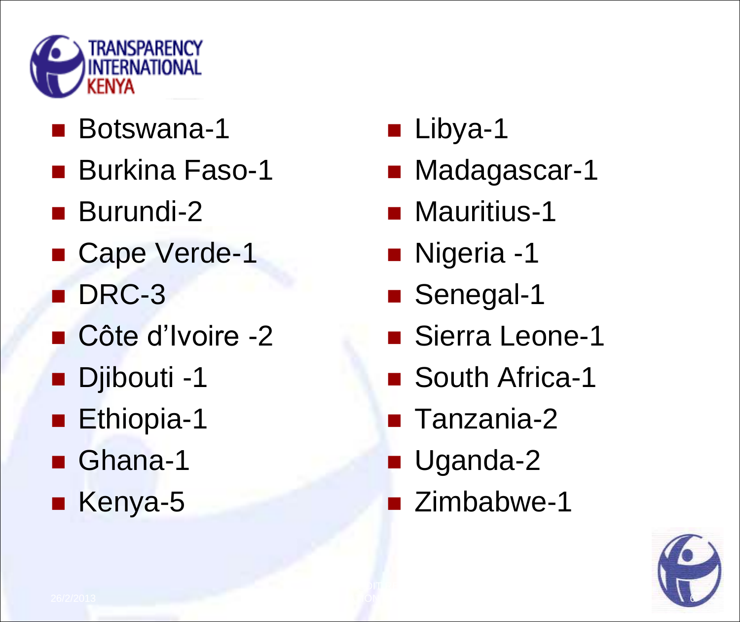- Botswana-1
- Burkina Faso-1
- Burundi-2
- Cape Verde-1
- DRC-3
- Côte d'Ivoire -2
- Djibouti -1
- Ethiopia-1
- Ghana-1
- Kenya-5
- Libya-1
- Madagascar-1
- Mauritius-1
- Nigeria -1
- Senegal-1
- Sierra Leone-1
- South Africa-1
- Tanzania-2
- Uganda-2
- Zimbabwe-1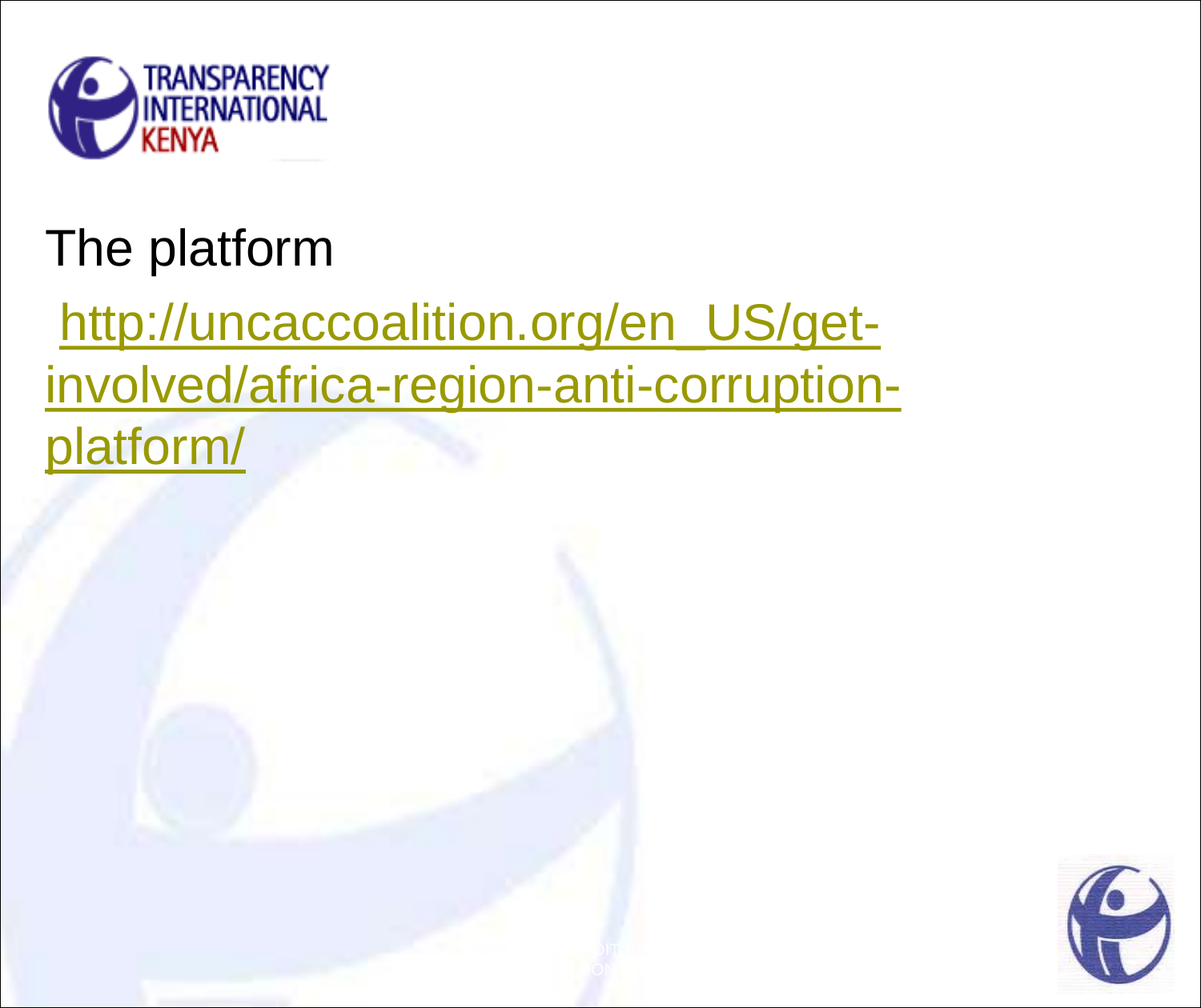The platform

http://uncaccoalition.org/en_US/get-involved/africa-region-anti-corruption-platform/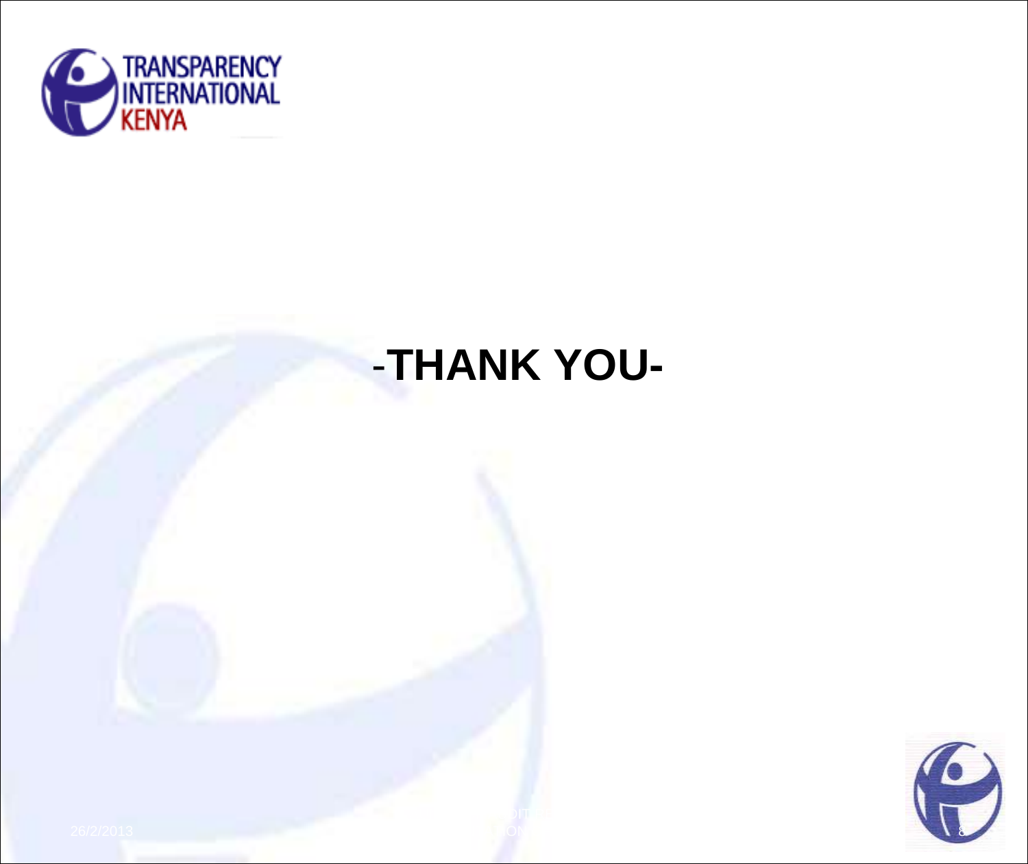TRANSPARENCY INTERNATIONAL KENYA

# -THANK YOU-